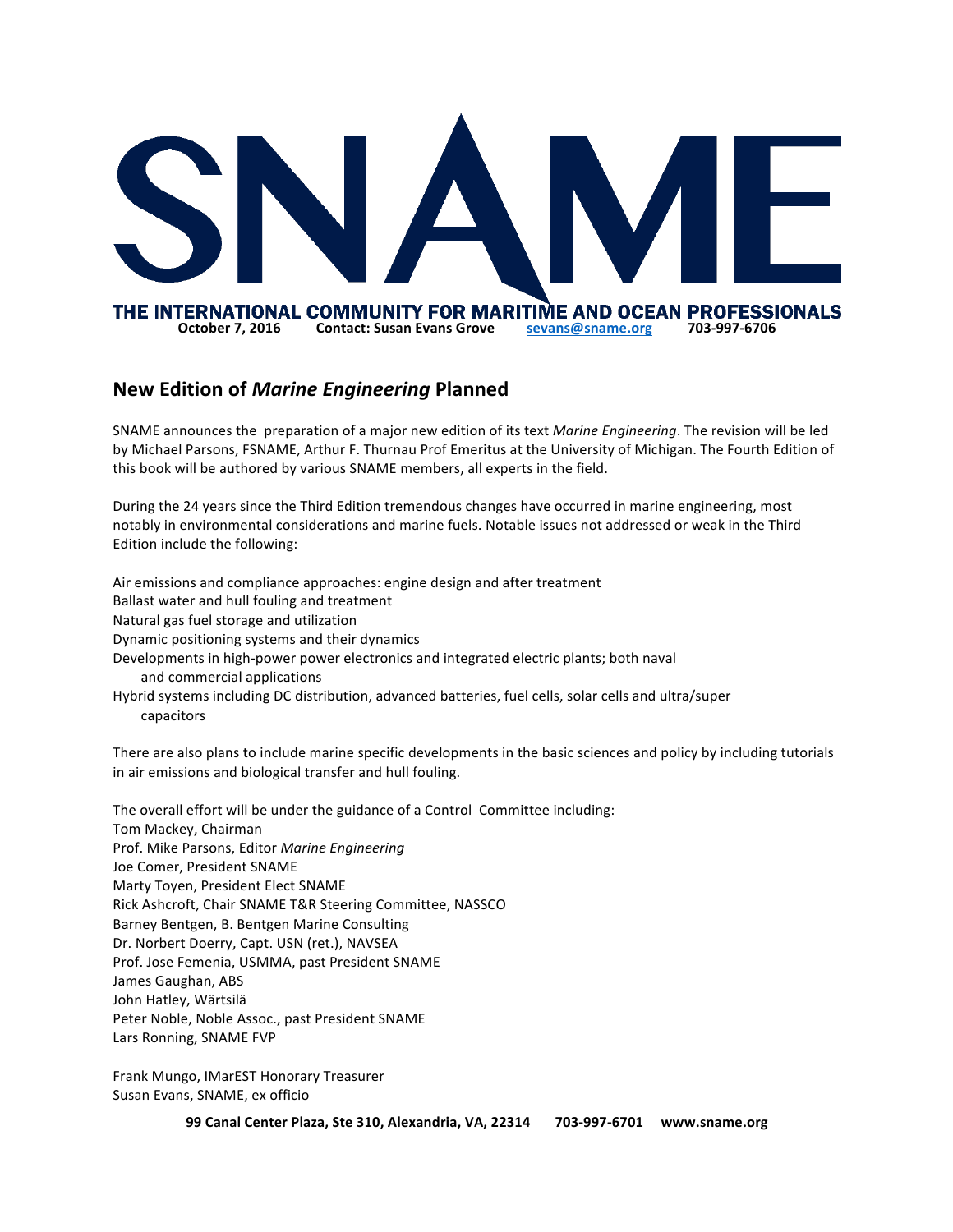# SNAME

**THE INTERNATIONAL COMMUNITY FOR MARITIME AND OCEAN PROFESSIONALS**

**October 7, 2016 Contact: Susan Evans Grove sevans@sname.org 703-997-6706**

## New Edition of *Marine Engineering* Planned

SNAME announces the preparation of a major new edition of its text *Marine Engineering*. The revision will be led by Michael Parsons, FSNAME, Arthur F. Thurnau Prof Emeritus at the University of Michigan. The Fourth Edition of this book will be authored by various SNAME members, all experts in the field.

During the 24 years since the Third Edition tremendous changes have occurred in marine engineering, most notably in environmental considerations and marine fuels. Notable issues not addressed or weak in the Third Edition include the following:

Air emissions and compliance approaches: engine design and after treatment
Ballast water and hull fouling and treatment
Natural gas fuel storage and utilization
Dynamic positioning systems and their dynamics
Developments in high-power power electronics and integrated electric plants; both naval and commercial applications
Hybrid systems including DC distribution, advanced batteries, fuel cells, solar cells and ultra/super capacitors

There are also plans to include marine specific developments in the basic sciences and policy by including tutorials in air emissions and biological transfer and hull fouling.

The overall effort will be under the guidance of a Control Committee including:
Tom Mackey, Chairman
Prof. Mike Parsons, Editor *Marine Engineering*
Joe Comer, President SNAME
Marty Toyen, President Elect SNAME
Rick Ashcroft, Chair SNAME T&R Steering Committee, NASSCO
Barney Bentgen, B. Bentgen Marine Consulting
Dr. Norbert Doerry, Capt. USN (ret.), NAVSEA
Prof. Jose Femenia, USMMA, past President SNAME
James Gaughan, ABS
John Hatley, Wärtsilä
Peter Noble, Noble Assoc., past President SNAME
Lars Ronning, SNAME FVP

Frank Mungo, IMarEST Honorary Treasurer
Susan Evans, SNAME, ex officio

**99 Canal Center Plaza, Ste 310, Alexandria, VA, 22314 703-997-6701 www.sname.org**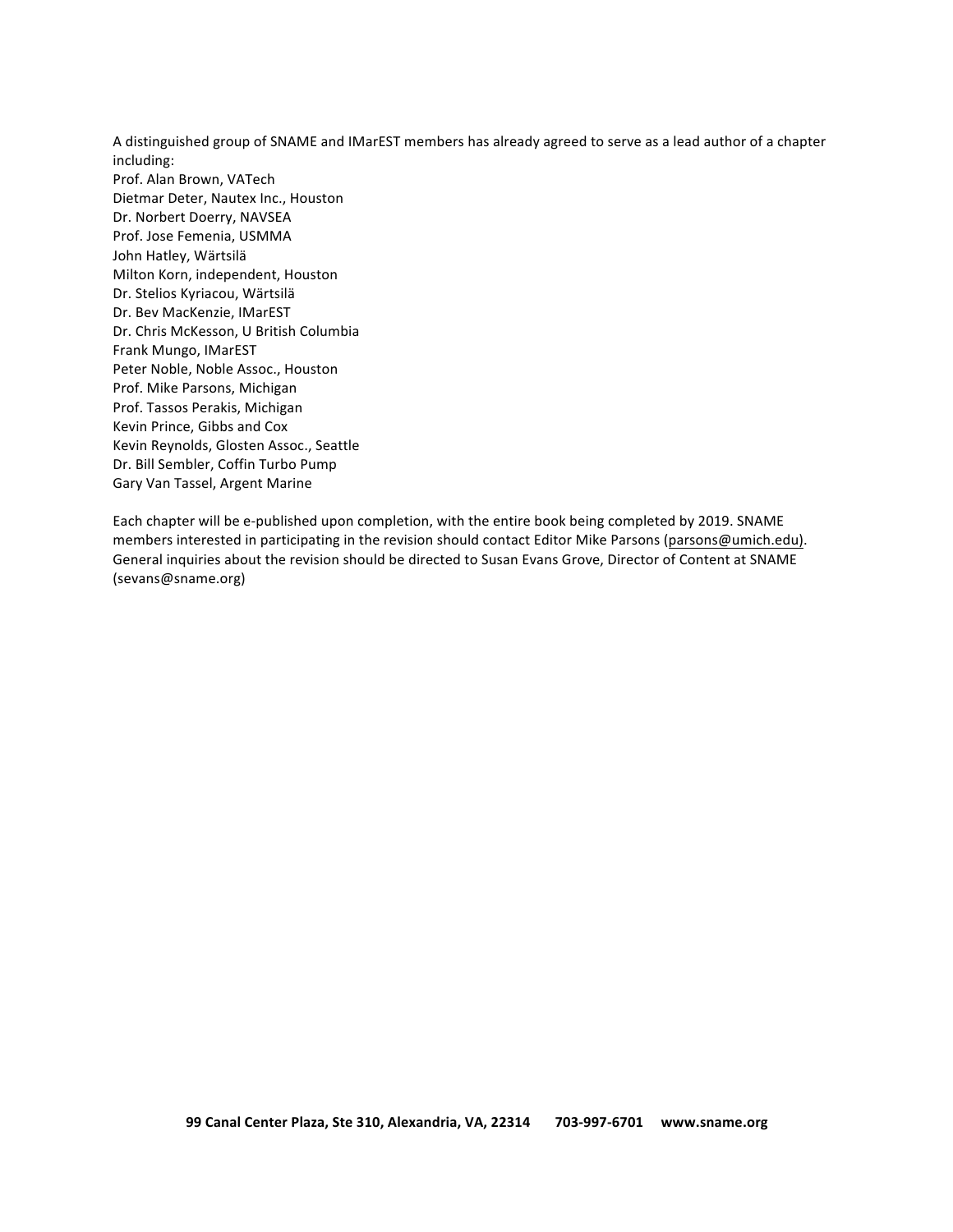A distinguished group of SNAME and IMarEST members has already agreed to serve as a lead author of a chapter including:

Prof. Alan Brown, VATech
Dietmar Deter, Nautex Inc., Houston
Dr. Norbert Doerry, NAVSEA
Prof. Jose Femenia, USMMA
John Hatley, Wärtsilä
Milton Korn, independent, Houston
Dr. Stelios Kyriacou, Wärtsilä
Dr. Bev MacKenzie, IMarEST
Dr. Chris McKesson, U British Columbia
Frank Mungo, IMarEST
Peter Noble, Noble Assoc., Houston
Prof. Mike Parsons, Michigan
Prof. Tassos Perakis, Michigan
Kevin Prince, Gibbs and Cox
Kevin Reynolds, Glosten Assoc., Seattle
Dr. Bill Sembler, Coffin Turbo Pump
Gary Van Tassel, Argent Marine

Each chapter will be e-published upon completion, with the entire book being completed by 2019. SNAME members interested in participating in the revision should contact Editor Mike Parsons (parsons@umich.edu). General inquiries about the revision should be directed to Susan Evans Grove, Director of Content at SNAME (sevans@sname.org)

**99 Canal Center Plaza, Ste 310, Alexandria, VA, 22314 703-997-6701 www.sname.org**